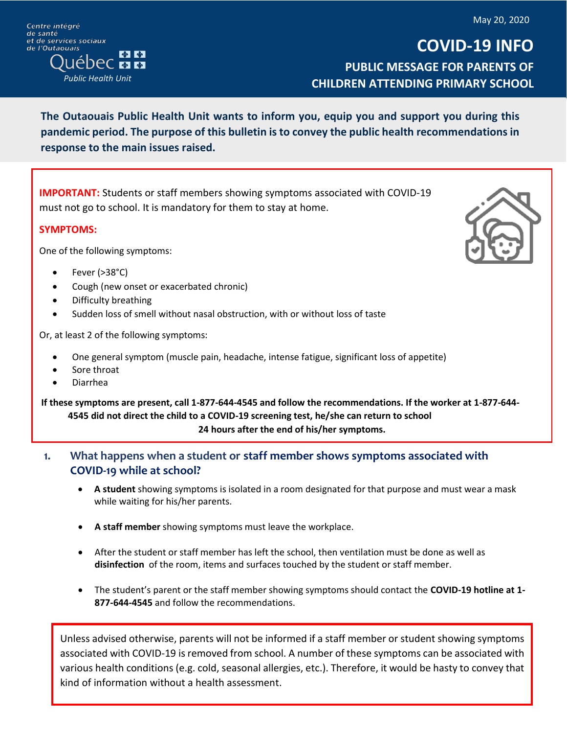Centre intégré de santé et de services sociaux de l'Outaouais

Québec

Public Health Unit

May 20, 2020

# COVID-19 INFO

## PUBLIC MESSAGE FOR PARENTS OF CHILDREN ATTENDING PRIMARY SCHOOL

**The Outaouais Public Health Unit wants to inform you, equip you and support you during this pandemic period. The purpose of this bulletin is to convey the public health recommendations in response to the main issues raised.**

**IMPORTANT:** Students or staff members showing symptoms associated with COVID-19 must not go to school. It is mandatory for them to stay at home.

**SYMPTOMS:**

One of the following symptoms:

- Fever (>38°C)
- Cough (new onset or exacerbated chronic)
- Difficulty breathing
- Sudden loss of smell without nasal obstruction, with or without loss of taste

Or, at least 2 of the following symptoms:

- One general symptom (muscle pain, headache, intense fatigue, significant loss of appetite)
- Sore throat
- Diarrhea

**If these symptoms are present, call 1-877-644-4545 and follow the recommendations. If the worker at 1-877-644-4545 did not direct the child to a COVID-19 screening test, he/she can return to school 24 hours after the end of his/her symptoms.**

### 1. What happens when a student or staff member shows symptoms associated with COVID-19 while at school?

- **A student** showing symptoms is isolated in a room designated for that purpose and must wear a mask while waiting for his/her parents.
- **A staff member** showing symptoms must leave the workplace.
- After the student or staff member has left the school, then ventilation must be done as well as **disinfection** of the room, items and surfaces touched by the student or staff member.
- The student's parent or the staff member showing symptoms should contact the **COVID-19 hotline at 1-877-644-4545** and follow the recommendations.

Unless advised otherwise, parents will not be informed if a staff member or student showing symptoms associated with COVID-19 is removed from school. A number of these symptoms can be associated with various health conditions (e.g. cold, seasonal allergies, etc.). Therefore, it would be hasty to convey that kind of information without a health assessment.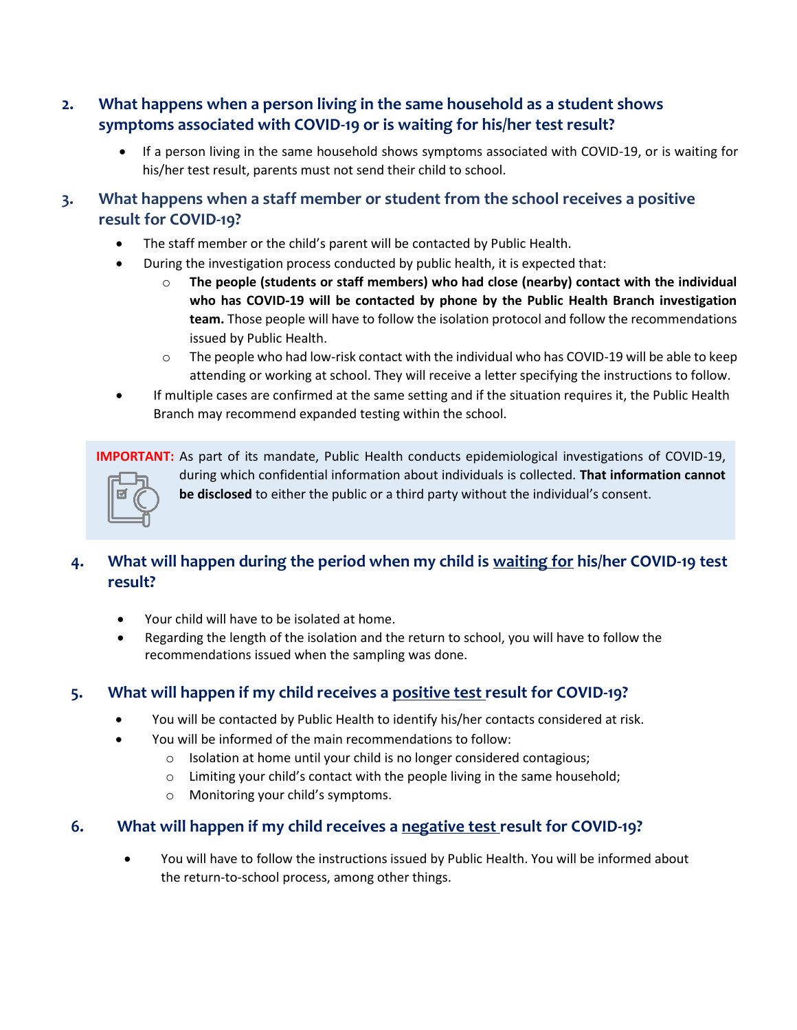## 2. What happens when a person living in the same household as a student shows symptoms associated with COVID-19 or is waiting for his/her test result?

- If a person living in the same household shows symptoms associated with COVID-19, or is waiting for his/her test result, parents must not send their child to school.

## 3. What happens when a staff member or student from the school receives a positive result for COVID-19?

- The staff member or the child's parent will be contacted by Public Health.
- During the investigation process conducted by public health, it is expected that:
  - **The people (students or staff members) who had close (nearby) contact with the individual who has COVID-19 will be contacted by phone by the Public Health Branch investigation team.** Those people will have to follow the isolation protocol and follow the recommendations issued by Public Health.
  - The people who had low-risk contact with the individual who has COVID-19 will be able to keep attending or working at school. They will receive a letter specifying the instructions to follow.
- If multiple cases are confirmed at the same setting and if the situation requires it, the Public Health Branch may recommend expanded testing within the school.

**IMPORTANT:** As part of its mandate, Public Health conducts epidemiological investigations of COVID-19, during which confidential information about individuals is collected. **That information cannot be disclosed** to either the public or a third party without the individual's consent.

## 4. What will happen during the period when my child is waiting for his/her COVID-19 test result?

- Your child will have to be isolated at home.
- Regarding the length of the isolation and the return to school, you will have to follow the recommendations issued when the sampling was done.

## 5. What will happen if my child receives a positive test result for COVID-19?

- You will be contacted by Public Health to identify his/her contacts considered at risk.
- You will be informed of the main recommendations to follow:
  - Isolation at home until your child is no longer considered contagious;
  - Limiting your child's contact with the people living in the same household;
  - Monitoring your child's symptoms.

## 6. What will happen if my child receives a negative test result for COVID-19?

- You will have to follow the instructions issued by Public Health. You will be informed about the return-to-school process, among other things.